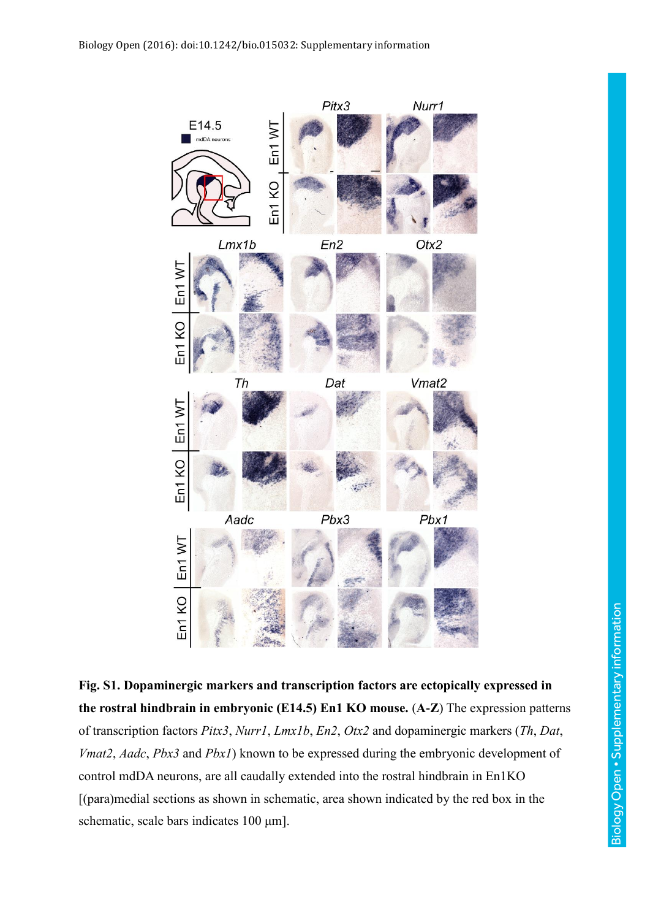**Fig. S1. Dopaminergic markers and transcription factors are ectopically expressed in the rostral hindbrain in embryonic (E14.5) En1 KO mouse.** (**A-Z**) The expression patterns of transcription factors *Pitx3*, *Nurr1*, *Lmx1b*, *En2*, *Otx2* and dopaminergic markers (*Th*, *Dat*, *Vmat2*, *Aadc*, *Pbx3* and *Pbx1*) known to be expressed during the embryonic development of control mdDA neurons, are all caudally extended into the rostral hindbrain in En1KO [(para)medial sections as shown in schematic, area shown indicated by the red box in the schematic, scale bars indicates 100 μm].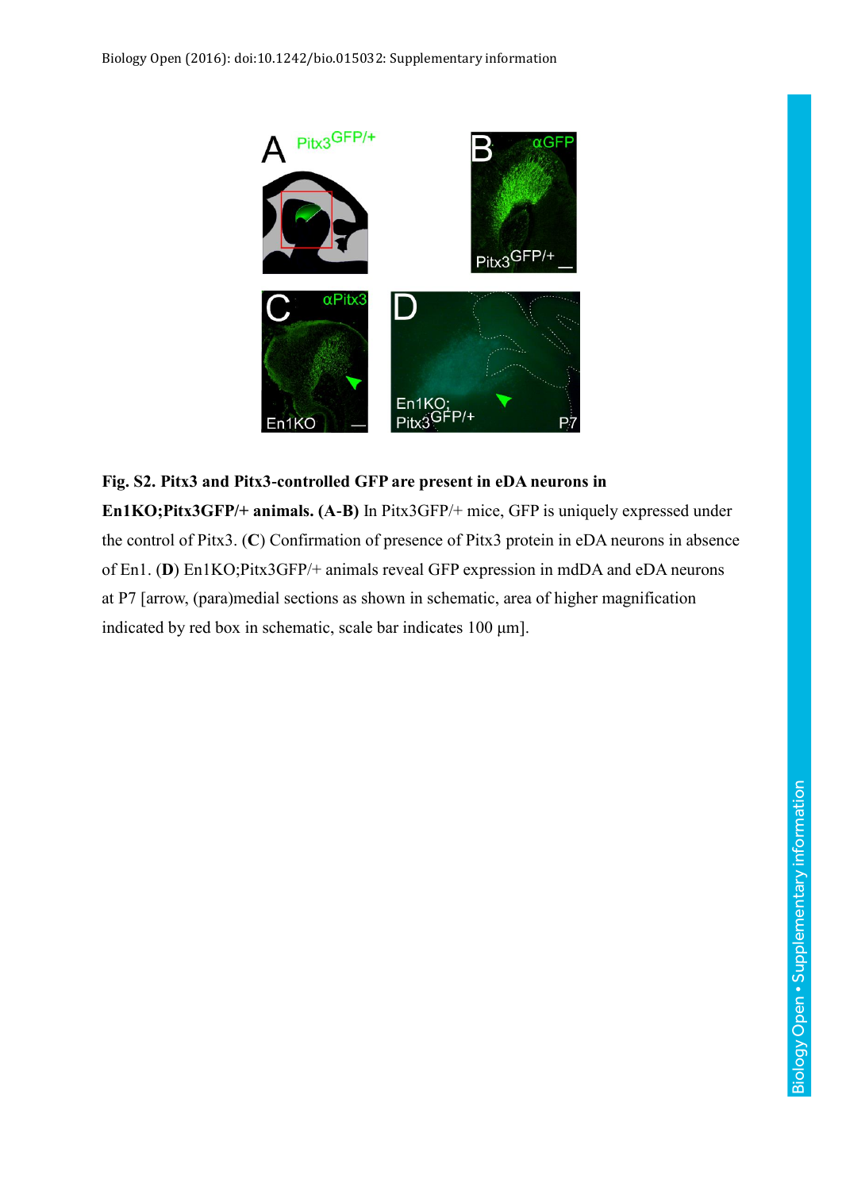**Fig. S2. Pitx3 and Pitx3-controlled GFP are present in eDA neurons in En1KO;Pitx3GFP/+ animals. (A-B)** In Pitx3GFP/+ mice, GFP is uniquely expressed under the control of Pitx3. (**C**) Confirmation of presence of Pitx3 protein in eDA neurons in absence of En1. (**D**) En1KO;Pitx3GFP/+ animals reveal GFP expression in mdDA and eDA neurons at P7 [arrow, (para)medial sections as shown in schematic, area of higher magnification indicated by red box in schematic, scale bar indicates 100 µm].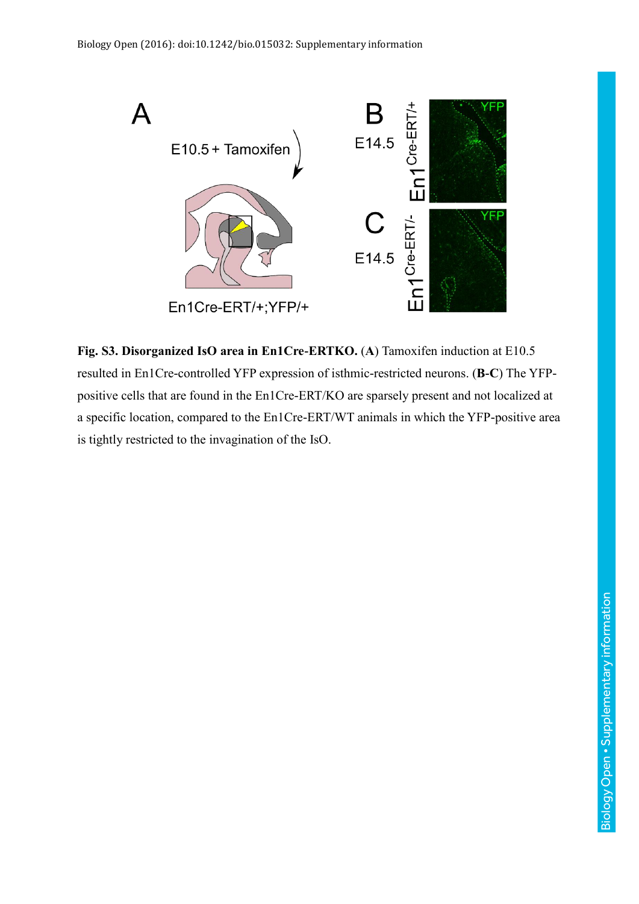**Fig. S3. Disorganized IsO area in En1Cre-ERTKO.** (**A**) Tamoxifen induction at E10.5 resulted in En1Cre-controlled YFP expression of isthmic-restricted neurons. (**B-C**) The YFP-positive cells that are found in the En1Cre-ERT/KO are sparsely present and not localized at a specific location, compared to the En1Cre-ERT/WT animals in which the YFP-positive area is tightly restricted to the invagination of the IsO.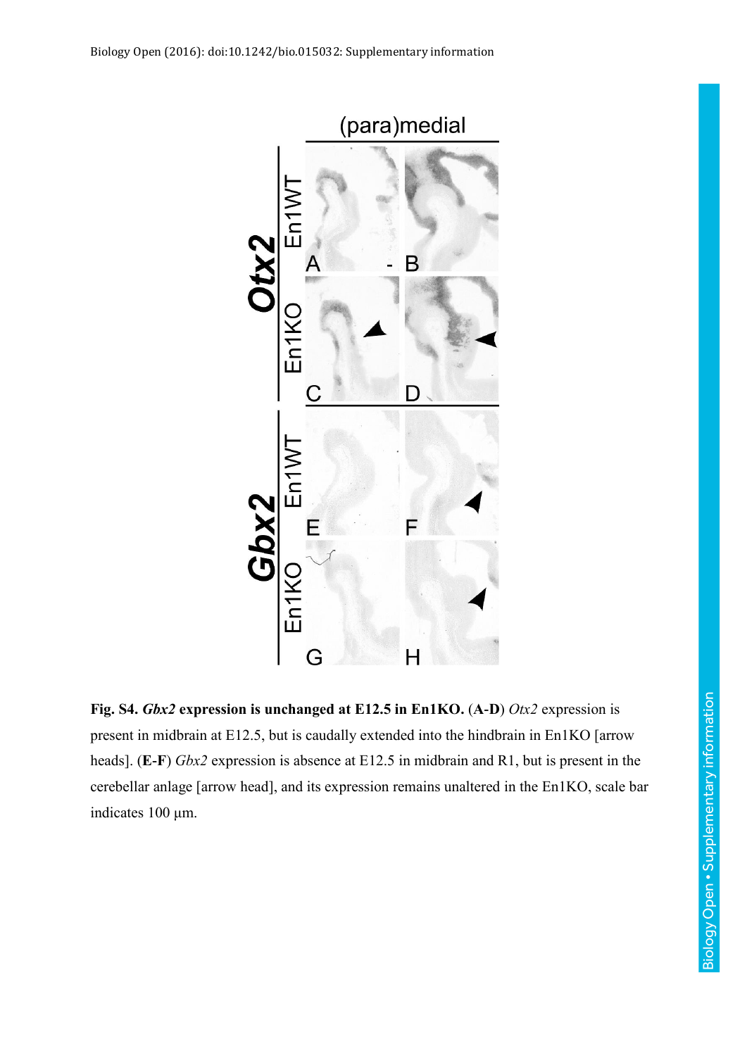**Fig. S4.** ***Gbx2*** **expression is unchanged at E12.5 in En1KO.** (**A-D**) *Otx2* expression is present in midbrain at E12.5, but is caudally extended into the hindbrain in En1KO [arrow heads]. (**E-F**) *Gbx2* expression is absence at E12.5 in midbrain and R1, but is present in the cerebellar anlage [arrow head], and its expression remains unaltered in the En1KO, scale bar indicates 100 µm.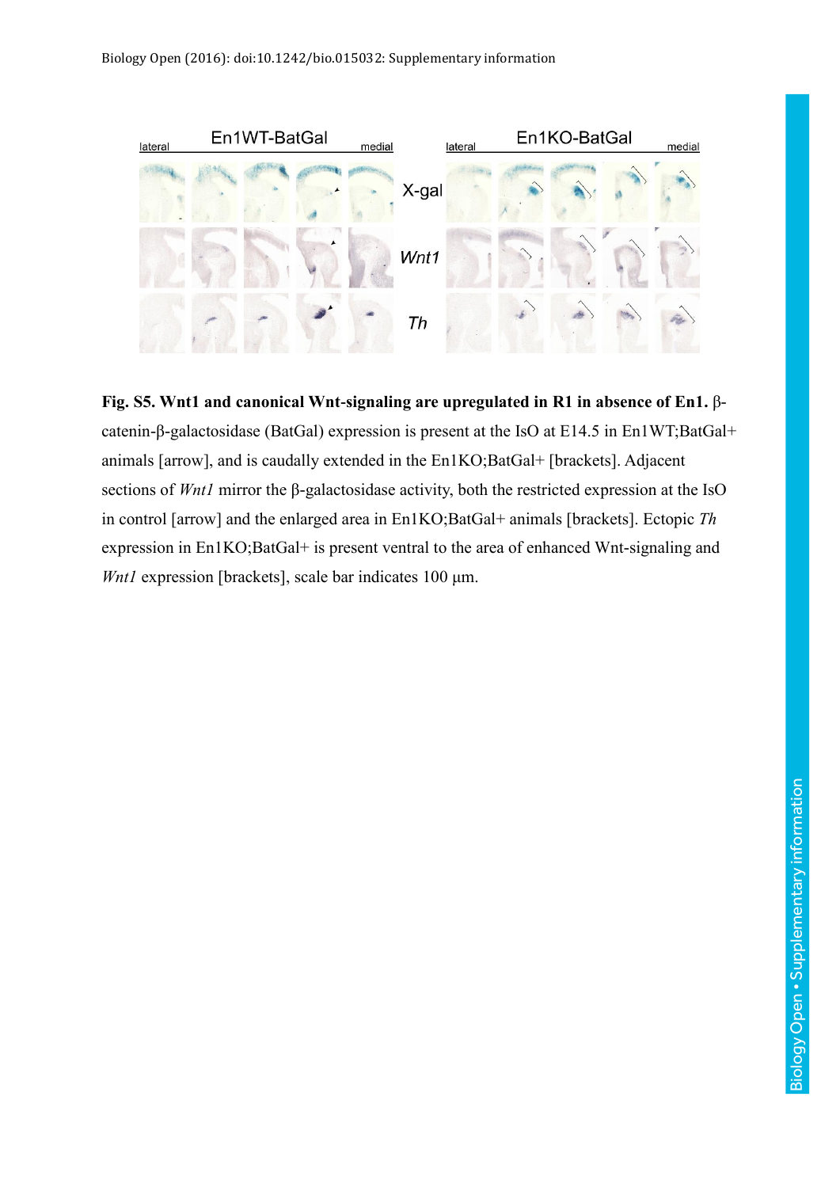En1WT-BatGal

lateral

medial

En1KO-BatGal

lateral

medial

X-gal

*Wnt1*

*Th*

**Fig. S5. Wnt1 and canonical Wnt-signaling are upregulated in R1 in absence of En1.** β-catenin-β-galactosidase (BatGal) expression is present at the IsO at E14.5 in En1WT;BatGal+ animals [arrow], and is caudally extended in the En1KO;BatGal+ [brackets]. Adjacent sections of *Wnt1* mirror the β-galactosidase activity, both the restricted expression at the IsO in control [arrow] and the enlarged area in En1KO;BatGal+ animals [brackets]. Ectopic *Th* expression in En1KO;BatGal+ is present ventral to the area of enhanced Wnt-signaling and *Wnt1* expression [brackets], scale bar indicates 100 μm.